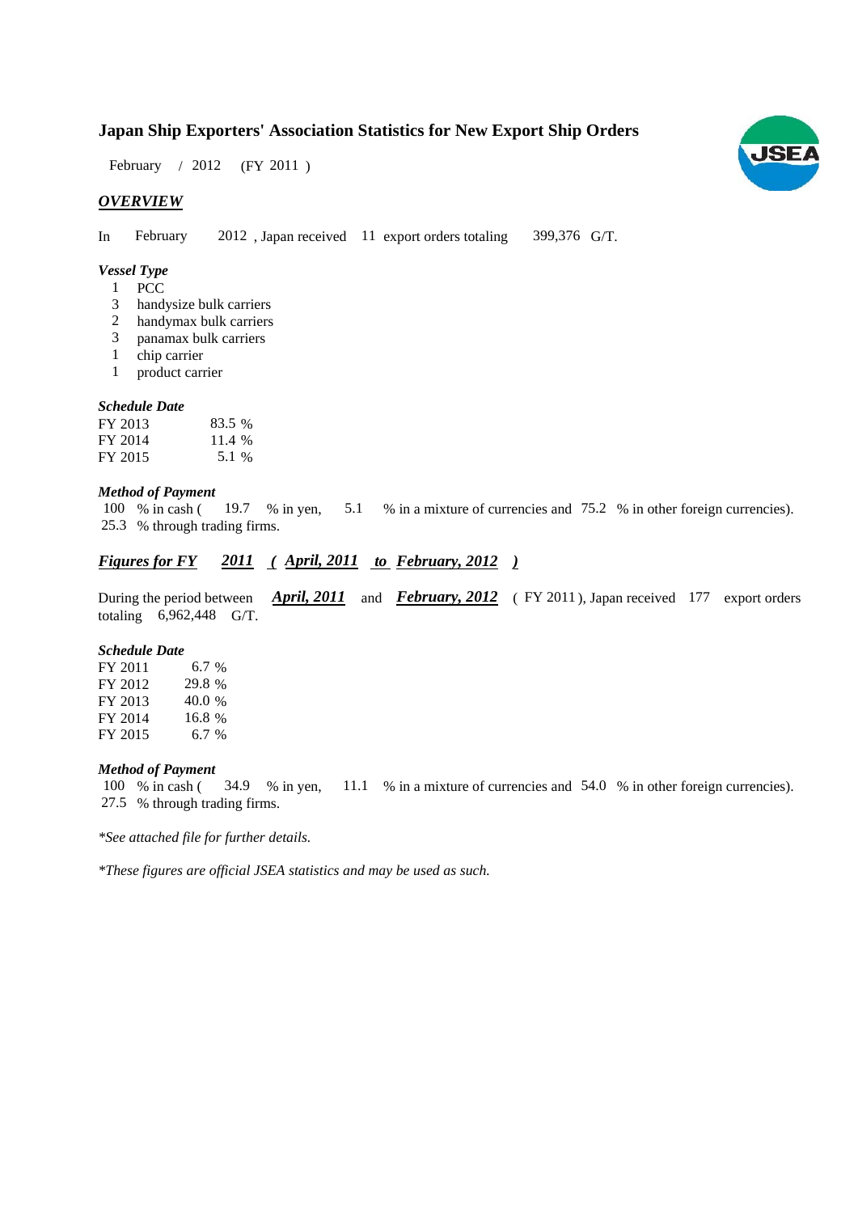# Japan Ship Exporters' Association Statistics for New Export Ship Orders

February / 2012 (FY 2011 )

## *OVERVIEW*

In February 2012 , Japan received 11 export orders totaling 399,376 G/T.

### *Vessel Type*

1 PCC
3 handysize bulk carriers
2 handymax bulk carriers
3 panamax bulk carriers
1 chip carrier
1 product carrier

### *Schedule Date*

| | |
|---|---|
| FY 2013 | 83.5 % |
| FY 2014 | 11.4 % |
| FY 2015 | 5.1 % |

### *Method of Payment*

100 % in cash ( 19.7 % in yen, 5.1 % in a mixture of currencies and 75.2 % in other foreign currencies).
25.3 % through trading firms.

## *Figures for FY 2011 ( April, 2011 to February, 2012 )*

During the period between ***April, 2011*** and ***February, 2012*** ( FY 2011 ), Japan received 177 export orders totaling 6,962,448 G/T.

### *Schedule Date*

| | |
|---|---|
| FY 2011 | 6.7 % |
| FY 2012 | 29.8 % |
| FY 2013 | 40.0 % |
| FY 2014 | 16.8 % |
| FY 2015 | 6.7 % |

### *Method of Payment*

100 % in cash ( 34.9 % in yen, 11.1 % in a mixture of currencies and 54.0 % in other foreign currencies).
27.5 % through trading firms.

*\*See attached file for further details.*

*\*These figures are official JSEA statistics and may be used as such.*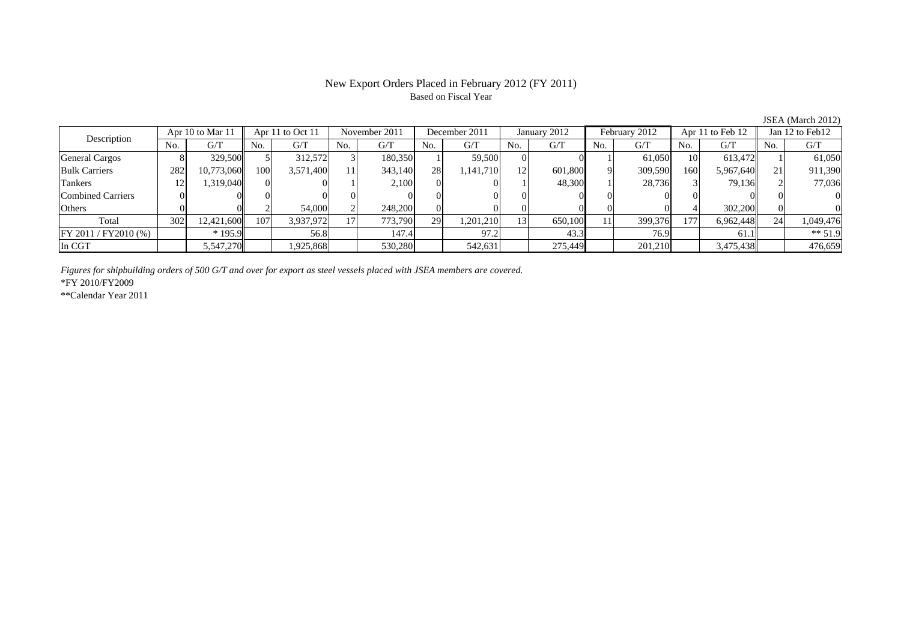# New Export Orders Placed in February 2012 (FY 2011)

Based on Fiscal Year

JSEA (March 2012)

| Description | Apr 10 to Mar 11 | | Apr 11 to Oct 11 | | November 2011 | | December 2011 | | January 2012 | | February 2012 | | Apr 11 to Feb 12 | | Jan 12 to Feb12 | |
|---|---|---|---|---|---|---|---|---|---|---|---|---|---|---|---|---|
| | No. | G/T | No. | G/T | No. | G/T | No. | G/T | No. | G/T | No. | G/T | No. | G/T | No. | G/T |
| General Cargos | 8 | 329,500 | 5 | 312,572 | 3 | 180,350 | 1 | 59,500 | 0 | 0 | 1 | 61,050 | 10 | 613,472 | 1 | 61,050 |
| Bulk Carriers | 282 | 10,773,060 | 100 | 3,571,400 | 11 | 343,140 | 28 | 1,141,710 | 12 | 601,800 | 9 | 309,590 | 160 | 5,967,640 | 21 | 911,390 |
| Tankers | 12 | 1,319,040 | 0 | 0 | 1 | 2,100 | 0 | 0 | 1 | 48,300 | 1 | 28,736 | 3 | 79,136 | 2 | 77,036 |
| Combined Carriers | 0 | 0 | 0 | 0 | 0 | 0 | 0 | 0 | 0 | 0 | 0 | 0 | 0 | 0 | 0 | 0 |
| Others | 0 | 0 | 2 | 54,000 | 2 | 248,200 | 0 | 0 | 0 | 0 | 0 | 0 | 4 | 302,200 | 0 | 0 |
| Total | 302 | 12,421,600 | 107 | 3,937,972 | 17 | 773,790 | 29 | 1,201,210 | 13 | 650,100 | 11 | 399,376 | 177 | 6,962,448 | 24 | 1,049,476 |
| FY 2011 / FY2010 (%) | | * 195.9 | | 56.8 | | 147.4 | | 97.2 | | 43.3 | | 76.9 | | 61.1 | | ** 51.9 |
| In CGT | | 5,547,270 | | 1,925,868 | | 530,280 | | 542,631 | | 275,449 | | 201,210 | | 3,475,438 | | 476,659 |

*Figures for shipbuilding orders of 500 G/T and over for export as steel vessels placed with JSEA members are covered.*

*FY 2010/FY2009

**Calendar Year 2011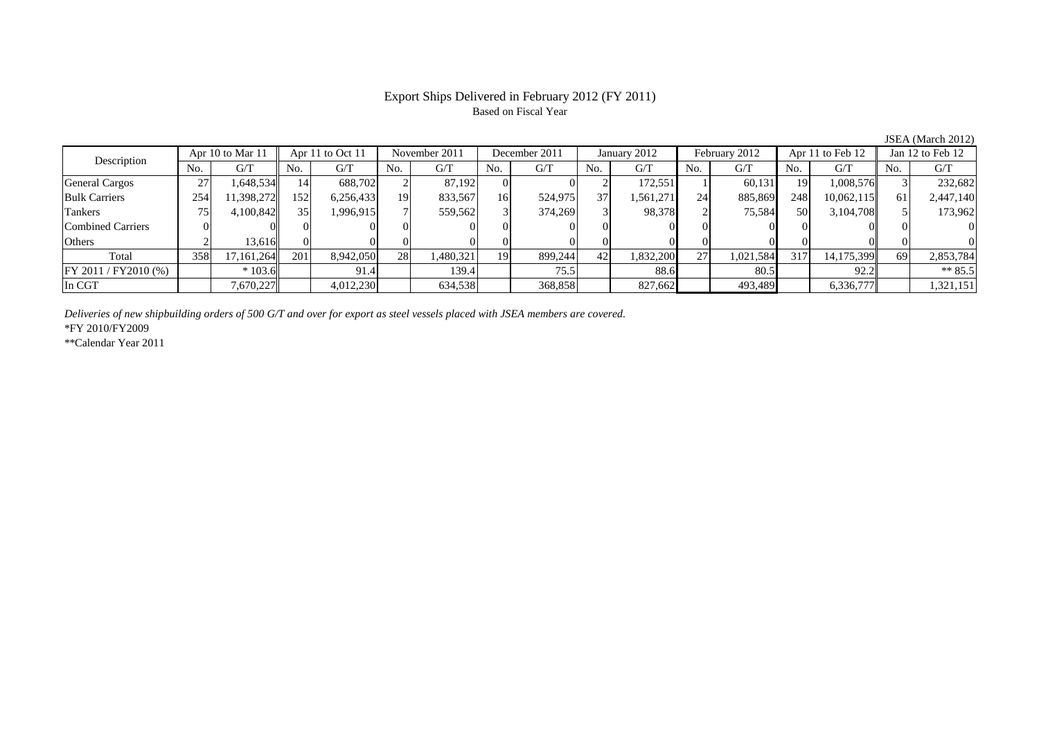# Export Ships Delivered in February 2012 (FY 2011)

Based on Fiscal Year

JSEA (March 2012)

| Description | Apr 10 to Mar 11 | | Apr 11 to Oct 11 | | November 2011 | | December 2011 | | January 2012 | | February 2012 | | Apr 11 to Feb 12 | | Jan 12 to Feb 12 | |
|---|---|---|---|---|---|---|---|---|---|---|---|---|---|---|---|---|
| | No. | G/T | No. | G/T | No. | G/T | No. | G/T | No. | G/T | No. | G/T | No. | G/T | No. | G/T |
| General Cargos | 27 | 1,648,534 | 14 | 688,702 | 2 | 87,192 | 0 | 0 | 2 | 172,551 | 1 | 60,131 | 19 | 1,008,576 | 3 | 232,682 |
| Bulk Carriers | 254 | 11,398,272 | 152 | 6,256,433 | 19 | 833,567 | 16 | 524,975 | 37 | 1,561,271 | 24 | 885,869 | 248 | 10,062,115 | 61 | 2,447,140 |
| Tankers | 75 | 4,100,842 | 35 | 1,996,915 | 7 | 559,562 | 3 | 374,269 | 3 | 98,378 | 2 | 75,584 | 50 | 3,104,708 | 5 | 173,962 |
| Combined Carriers | 0 | 0 | 0 | 0 | 0 | 0 | 0 | 0 | 0 | 0 | 0 | 0 | 0 | 0 | 0 | 0 |
| Others | 2 | 13,616 | 0 | 0 | 0 | 0 | 0 | 0 | 0 | 0 | 0 | 0 | 0 | 0 | 0 | 0 |
| Total | 358 | 17,161,264 | 201 | 8,942,050 | 28 | 1,480,321 | 19 | 899,244 | 42 | 1,832,200 | 27 | 1,021,584 | 317 | 14,175,399 | 69 | 2,853,784 |
| FY 2011 / FY2010 (%) | | * 103.6 | | 91.4 | | 139.4 | | 75.5 | | 88.6 | | 80.5 | | 92.2 | | ** 85.5 |
| In CGT | | 7,670,227 | | 4,012,230 | | 634,538 | | 368,858 | | 827,662 | | 493,489 | | 6,336,777 | | 1,321,151 |

*Deliveries of new shipbuilding orders of 500 G/T and over for export as steel vessels placed with JSEA members are covered.*

*FY 2010/FY2009

**Calendar Year 2011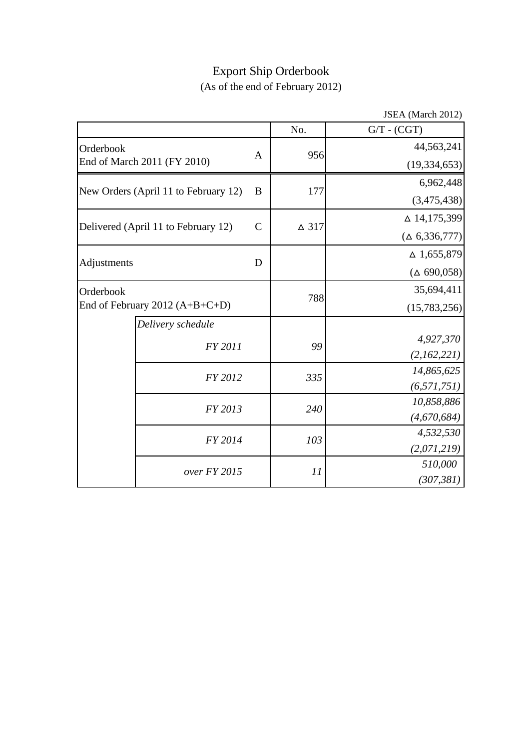# Export Ship Orderbook

(As of the end of February 2012)

JSEA (March 2012)

| | | | No. | G/T - (CGT) |
|---|---|---|---|---|
| Orderbook<br>End of March 2011 (FY 2010) | | A | 956 | 44,563,241<br>(19,334,653) |
| New Orders (April 11 to February 12) | | B | 177 | 6,962,448<br>(3,475,438) |
| Delivered (April 11 to February 12) | | C | ∆ 317 | ∆ 14,175,399<br>(∆ 6,336,777) |
| Adjustments | | D | | ∆ 1,655,879<br>(∆ 690,058) |
| Orderbook<br>End of February 2012 (A+B+C+D) | | | 788 | 35,694,411<br>(15,783,256) |
| | *Delivery schedule*<br>*FY 2011* | | *99* | *4,927,370*<br>*(2,162,221)* |
| | *FY 2012* | | *335* | *14,865,625*<br>*(6,571,751)* |
| | *FY 2013* | | *240* | *10,858,886*<br>*(4,670,684)* |
| | *FY 2014* | | *103* | *4,532,530*<br>*(2,071,219)* |
| | *over FY 2015* | | *11* | *510,000*<br>*(307,381)* |